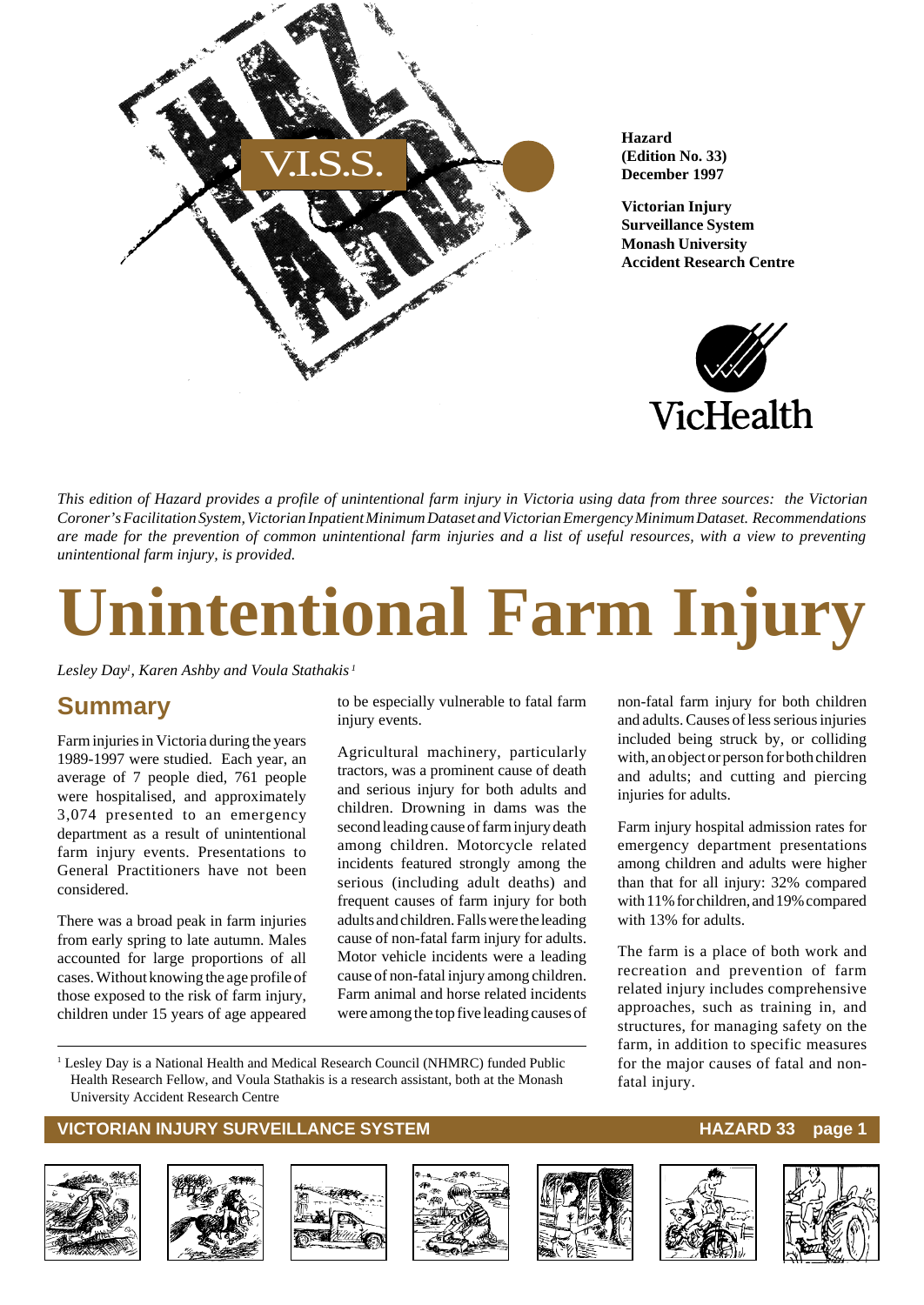Hazard
(Edition No. 33)
December 1997

Victorian Injury Surveillance System
Monash University
Accident Research Centre

*This edition of Hazard provides a profile of unintentional farm injury in Victoria using data from three sources: the Victorian Coroner's Facilitation System, Victorian Inpatient Minimum Dataset and Victorian Emergency Minimum Dataset. Recommendations are made for the prevention of common unintentional farm injuries and a list of useful resources, with a view to preventing unintentional farm injury, is provided.*

# Unintentional Farm Injury

*Lesley Day[1], Karen Ashby and Voula Stathakis[1]*

## Summary

Farm injuries in Victoria during the years 1989-1997 were studied. Each year, an average of 7 people died, 761 people were hospitalised, and approximately 3,074 presented to an emergency department as a result of unintentional farm injury events. Presentations to General Practitioners have not been considered.

There was a broad peak in farm injuries from early spring to late autumn. Males accounted for large proportions of all cases. Without knowing the age profile of those exposed to the risk of farm injury, children under 15 years of age appeared to be especially vulnerable to fatal farm injury events.

Agricultural machinery, particularly tractors, was a prominent cause of death and serious injury for both adults and children. Drowning in dams was the second leading cause of farm injury death among children. Motorcycle related incidents featured strongly among the serious (including adult deaths) and frequent causes of farm injury for both adults and children. Falls were the leading cause of non-fatal farm injury for adults. Motor vehicle incidents were a leading cause of non-fatal injury among children. Farm animal and horse related incidents were among the top five leading causes of non-fatal farm injury for both children and adults. Causes of less serious injuries included being struck by, or colliding with, an object or person for both children and adults; and cutting and piercing injuries for adults.

Farm injury hospital admission rates for emergency department presentations among children and adults were higher than that for all injury: 32% compared with 11% for children, and 19% compared with 13% for adults.

The farm is a place of both work and recreation and prevention of farm related injury includes comprehensive approaches, such as training in, and structures, for managing safety on the farm, in addition to specific measures for the major causes of fatal and non-fatal injury.

---

[1] Lesley Day is a National Health and Medical Research Council (NHMRC) funded Public Health Research Fellow, and Voula Stathakis is a research assistant, both at the Monash University Accident Research Centre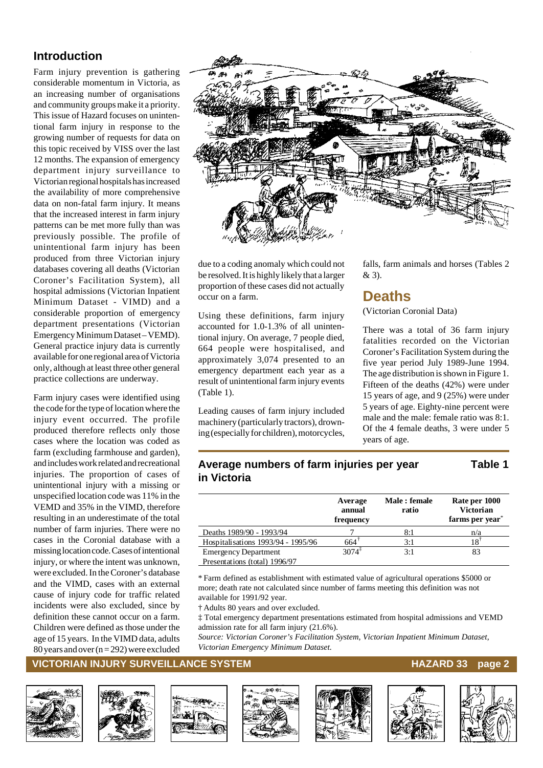## Introduction

Farm injury prevention is gathering considerable momentum in Victoria, as an increasing number of organisations and community groups make it a priority. This issue of Hazard focuses on unintentional farm injury in response to the growing number of requests for data on this topic received by VISS over the last 12 months. The expansion of emergency department injury surveillance to Victorian regional hospitals has increased the availability of more comprehensive data on non-fatal farm injury. It means that the increased interest in farm injury patterns can be met more fully than was previously possible. The profile of unintentional farm injury has been produced from three Victorian injury databases covering all deaths (Victorian Coroner's Facilitation System), all hospital admissions (Victorian Inpatient Minimum Dataset - VIMD) and a considerable proportion of emergency department presentations (Victorian Emergency Minimum Dataset – VEMD). General practice injury data is currently available for one regional area of Victoria only, although at least three other general practice collections are underway.

Farm injury cases were identified using the code for the type of location where the injury event occurred. The profile produced therefore reflects only those cases where the location was coded as farm (excluding farmhouse and garden), and includes work related and recreational injuries. The proportion of cases of unintentional injury with a missing or unspecified location code was 11% in the VEMD and 35% in the VIMD, therefore resulting in an underestimate of the total number of farm injuries. There were no cases in the Coronial database with a missing location code. Cases of intentional injury, or where the intent was unknown, were excluded. In the Coroner's database and the VIMD, cases with an external cause of injury code for traffic related incidents were also excluded, since by definition these cannot occur on a farm. Children were defined as those under the age of 15 years. In the VIMD data, adults 80 years and over (n = 292) were excluded due to a coding anomaly which could not be resolved. It is highly likely that a larger proportion of these cases did not actually occur on a farm.

Using these definitions, farm injury accounted for 1.0-1.3% of all unintentional injury. On average, 7 people died, 664 people were hospitalised, and approximately 3,074 presented to an emergency department each year as a result of unintentional farm injury events (Table 1).

Leading causes of farm injury included machinery (particularly tractors), drowning (especially for children), motorcycles, falls, farm animals and horses (Tables 2 & 3).

## Deaths

(Victorian Coronial Data)

There was a total of 36 farm injury fatalities recorded on the Victorian Coroner's Facilitation System during the five year period July 1989-June 1994. The age distribution is shown in Figure 1. Fifteen of the deaths (42%) were under 15 years of age, and 9 (25%) were under 5 years of age. Eighty-nine percent were male and the male: female ratio was 8:1. Of the 4 female deaths, 3 were under 5 years of age.

### Average numbers of farm injuries per year in Victoria — Table 1

| | Average annual frequency | Male : female ratio | Rate per 1000 Victorian farms per year* |
|---|---|---|---|
| Deaths 1989/90 - 1993/94 | 7 | 8:1 | n/a |
| Hospitalisations 1993/94 - 1995/96 | 664† | 3:1 | 18† |
| Emergency Department Presentations (total) 1996/97 | 3074‡ | 3:1 | 83 |

* Farm defined as establishment with estimated value of agricultural operations $5000 or more; death rate not calculated since number of farms meeting this definition was not available for 1991/92 year.

† Adults 80 years and over excluded.

‡ Total emergency department presentations estimated from hospital admissions and VEMD admission rate for all farm injury (21.6%).

*Source: Victorian Coroner's Facilitation System, Victorian Inpatient Minimum Dataset, Victorian Emergency Minimum Dataset.*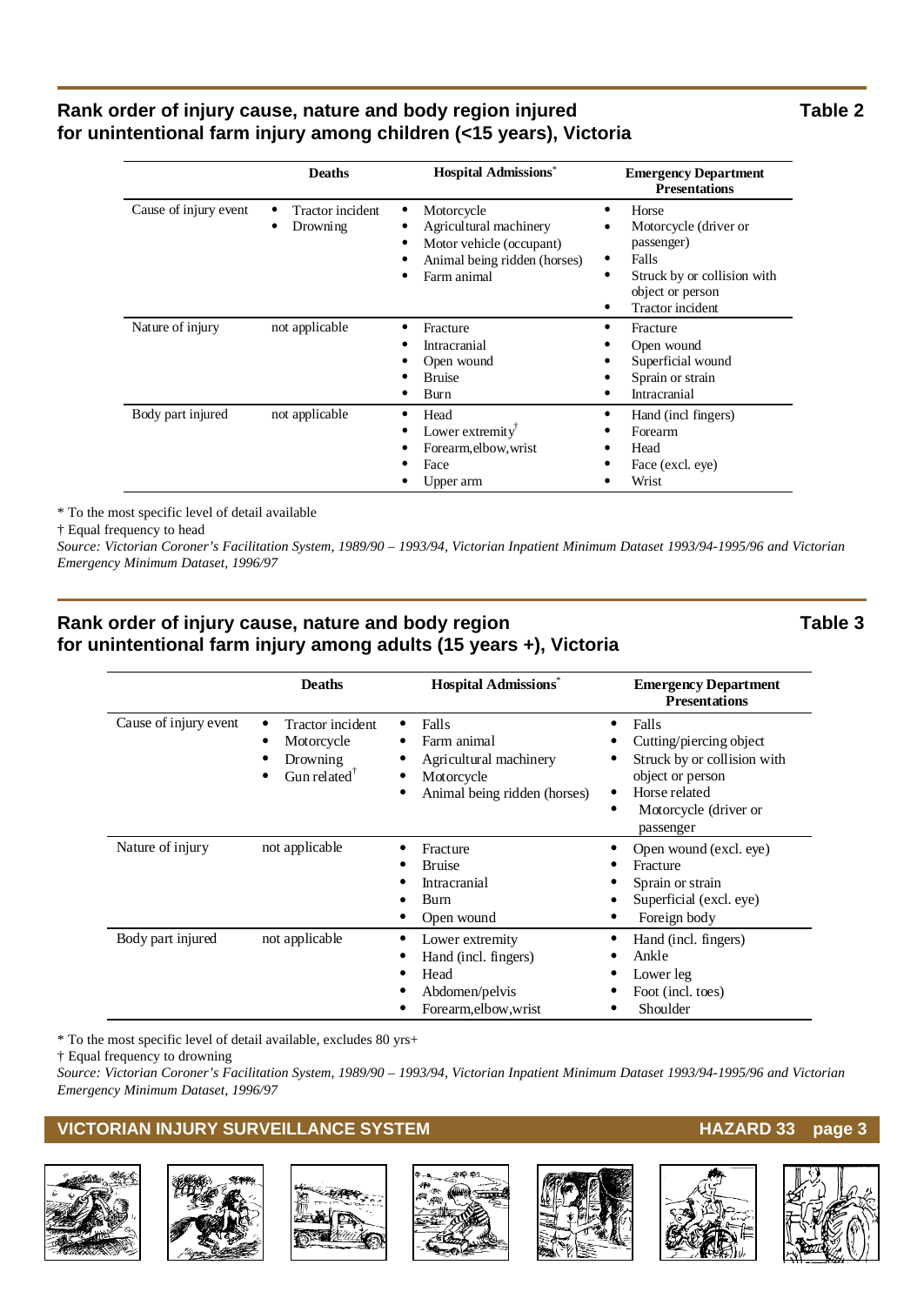## Rank order of injury cause, nature and body region injured for unintentional farm injury among children (<15 years), Victoria

**Table 2**

| | Deaths | Hospital Admissions* | Emergency Department Presentations |
|---|---|---|---|
| Cause of injury event | • Tractor incident<br>• Drowning | • Motorcycle<br>• Agricultural machinery<br>• Motor vehicle (occupant)<br>• Animal being ridden (horses)<br>• Farm animal | • Horse<br>• Motorcycle (driver or passenger)<br>• Falls<br>• Struck by or collision with object or person<br>• Tractor incident |
| Nature of injury | not applicable | • Fracture<br>• Intracranial<br>• Open wound<br>• Bruise<br>• Burn | • Fracture<br>• Open wound<br>• Superficial wound<br>• Sprain or strain<br>• Intracranial |
| Body part injured | not applicable | • Head<br>• Lower extremity†<br>• Forearm,elbow,wrist<br>• Face<br>• Upper arm | • Hand (incl fingers)<br>• Forearm<br>• Head<br>• Face (excl. eye)<br>• Wrist |

\* To the most specific level of detail available

† Equal frequency to head

*Source: Victorian Coroner's Facilitation System, 1989/90 – 1993/94, Victorian Inpatient Minimum Dataset 1993/94-1995/96 and Victorian Emergency Minimum Dataset, 1996/97*

## Rank order of injury cause, nature and body region for unintentional farm injury among adults (15 years +), Victoria

**Table 3**

| | Deaths | Hospital Admissions* | Emergency Department Presentations |
|---|---|---|---|
| Cause of injury event | • Tractor incident<br>• Motorcycle<br>• Drowning<br>• Gun related† | • Falls<br>• Farm animal<br>• Agricultural machinery<br>• Motorcycle<br>• Animal being ridden (horses) | • Falls<br>• Cutting/piercing object<br>• Struck by or collision with object or person<br>• Horse related<br>• Motorcycle (driver or passenger |
| Nature of injury | not applicable | • Fracture<br>• Bruise<br>• Intracranial<br>• Burn<br>• Open wound | • Open wound (excl. eye)<br>• Fracture<br>• Sprain or strain<br>• Superficial (excl. eye)<br>• Foreign body |
| Body part injured | not applicable | • Lower extremity<br>• Hand (incl. fingers)<br>• Head<br>• Abdomen/pelvis<br>• Forearm,elbow,wrist | • Hand (incl. fingers)<br>• Ankle<br>• Lower leg<br>• Foot (incl. toes)<br>• Shoulder |

\* To the most specific level of detail available, excludes 80 yrs+

† Equal frequency to drowning

*Source: Victorian Coroner's Facilitation System, 1989/90 – 1993/94, Victorian Inpatient Minimum Dataset 1993/94-1995/96 and Victorian Emergency Minimum Dataset, 1996/97*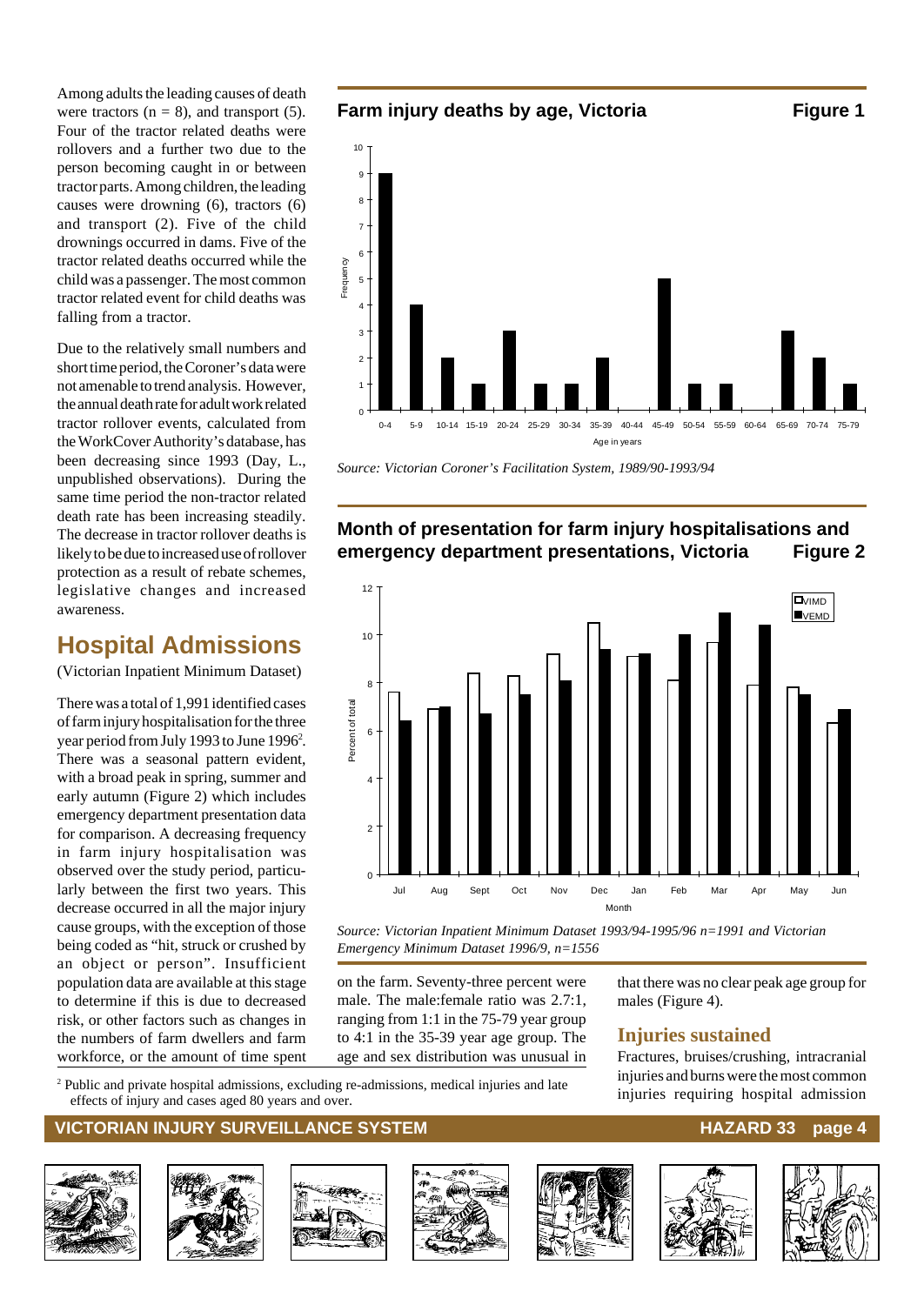Among adults the leading causes of death were tractors (n = 8), and transport (5). Four of the tractor related deaths were rollovers and a further two due to the person becoming caught in or between tractor parts. Among children, the leading causes were drowning (6), tractors (6) and transport (2). Five of the child drownings occurred in dams. Five of the tractor related deaths occurred while the child was a passenger. The most common tractor related event for child deaths was falling from a tractor.

Due to the relatively small numbers and short time period, the Coroner's data were not amenable to trend analysis. However, the annual death rate for adult work related tractor rollover events, calculated from the WorkCover Authority's database, has been decreasing since 1993 (Day, L., unpublished observations). During the same time period the non-tractor related death rate has been increasing steadily. The decrease in tractor rollover deaths is likely to be due to increased use of rollover protection as a result of rebate schemes, legislative changes and increased awareness.

**Farm injury deaths by age, Victoria — Figure 1**

| Age in years | Frequency |
|---|---|
| 0-4 | 9 |
| 5-9 | 4 |
| 10-14 | 2 |
| 15-19 | 1 |
| 20-24 | 3 |
| 25-29 | 1 |
| 30-34 | 1 |
| 35-39 | 2 |
| 40-44 | 0 |
| 45-49 | 5 |
| 50-54 | 1 |
| 55-59 | 1 |
| 60-64 | 0 |
| 65-69 | 3 |
| 70-74 | 2 |
| 75-79 | 1 |

*Source: Victorian Coroner's Facilitation System, 1989/90-1993/94*

## Hospital Admissions

(Victorian Inpatient Minimum Dataset)

There was a total of 1,991 identified cases of farm injury hospitalisation for the three year period from July 1993 to June 1996[2]. There was a seasonal pattern evident, with a broad peak in spring, summer and early autumn (Figure 2) which includes emergency department presentation data for comparison. A decreasing frequency in farm injury hospitalisation was observed over the study period, particularly between the first two years. This decrease occurred in all the major injury cause groups, with the exception of those being coded as "hit, struck or crushed by an object or person". Insufficient population data are available at this stage to determine if this is due to decreased risk, or other factors such as changes in the numbers of farm dwellers and farm workforce, or the amount of time spent on the farm. Seventy-three percent were male. The male:female ratio was 2.7:1, ranging from 1:1 in the 75-79 year group to 4:1 in the 35-39 year age group. The age and sex distribution was unusual in that there was no clear peak age group for males (Figure 4).

**Month of presentation for farm injury hospitalisations and emergency department presentations, Victoria — Figure 2**

| Month | VIMD (Percent of total) | VEMD (Percent of total) |
|---|---|---|
| Jul | 7.6 | 6.4 |
| Aug | 6.9 | 7.0 |
| Sept | 8.4 | 6.7 |
| Oct | 8.3 | 7.5 |
| Nov | 9.2 | 8.1 |
| Dec | 10.5 | 9.4 |
| Jan | 9.1 | 9.2 |
| Feb | 8.1 | 10.0 |
| Mar | 9.7 | 10.9 |
| Apr | 7.9 | 10.4 |
| May | 7.8 | 7.5 |
| Jun | 6.3 | 6.9 |

*Source: Victorian Inpatient Minimum Dataset 1993/94-1995/96 n=1991 and Victorian Emergency Minimum Dataset 1996/9, n=1556*

### Injuries sustained

Fractures, bruises/crushing, intracranial injuries and burns were the most common injuries requiring hospital admission

[2] Public and private hospital admissions, excluding re-admissions, medical injuries and late effects of injury and cases aged 80 years and over.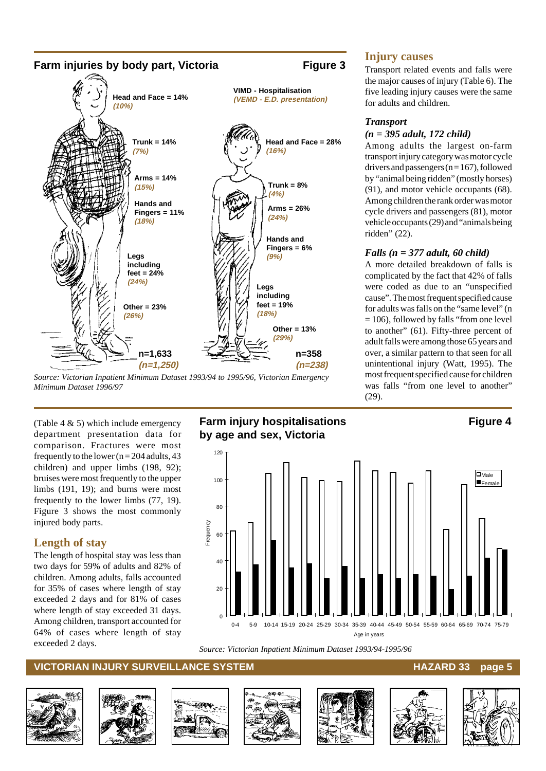## Farm injuries by body part, Victoria

**Figure 3**

VIMD - Hospitalisation
*(VEMD - E.D. presentation)*

| Body part | Adult | Child |
|---|---|---|
| Head and Face | 14% *(10%)* | 28% *(16%)* |
| Trunk | 14% *(7%)* | 8% *(4%)* |
| Arms | 14% *(15%)* | 26% *(24%)* |
| Hands and Fingers | 11% *(18%)* | 6% *(9%)* |
| Legs including feet | 24% *(24%)* | 19% *(18%)* |
| Other | 23% *(26%)* | 13% *(29%)* |
| | n=1,633 *(n=1,250)* | n=358 *(n=238)* |

*Source: Victorian Inpatient Minimum Dataset 1993/94 to 1995/96, Victorian Emergency Minimum Dataset 1996/97*

## Injury causes

Transport related events and falls were the major causes of injury (Table 6). The five leading injury causes were the same for adults and children.

### *Transport (n = 395 adult, 172 child)*

Among adults the largest on-farm transport injury category was motor cycle drivers and passengers (n = 167), followed by "animal being ridden" (mostly horses) (91), and motor vehicle occupants (68). Among children the rank order was motor cycle drivers and passengers (81), motor vehicle occupants (29) and "animals being ridden" (22).

### *Falls (n = 377 adult, 60 child)*

A more detailed breakdown of falls is complicated by the fact that 42% of falls were coded as due to an "unspecified cause". The most frequent specified cause for adults was falls on the "same level" (n = 106), followed by falls "from one level to another" (61). Fifty-three percent of adult falls were among those 65 years and over, a similar pattern to that seen for all unintentional injury (Watt, 1995). The most frequent specified cause for children was falls "from one level to another" (29).

(Table 4 & 5) which include emergency department presentation data for comparison. Fractures were most frequently to the lower (n = 204 adults, 43 children) and upper limbs (198, 92); bruises were most frequently to the upper limbs (191, 19); and burns were most frequently to the lower limbs (77, 19). Figure 3 shows the most commonly injured body parts.

## Length of stay

The length of hospital stay was less than two days for 59% of adults and 82% of children. Among adults, falls accounted for 35% of cases where length of stay exceeded 2 days and for 81% of cases where length of stay exceeded 31 days. Among children, transport accounted for 64% of cases where length of stay exceeded 2 days.

## Farm injury hospitalisations by age and sex, Victoria

**Figure 4**

| Age in years | Male | Female |
|---|---|---|
| 0-4 | 62 | 32 |
| 5-9 | 68 | 37 |
| 10-14 | 105 | 55 |
| 15-19 | 112 | 35 |
| 20-24 | 101 | 38 |
| 25-29 | 99 | 27 |
| 30-34 | 98 | 36 |
| 35-39 | 113 | 27 |
| 40-44 | 106 | 30 |
| 45-49 | 105 | 27 |
| 50-54 | 97 | 30 |
| 55-59 | 106 | 29 |
| 60-64 | 63 | 19 |
| 65-69 | 96 | 29 |
| 70-74 | 71 | 42 |
| 75-79 | 49 | 48 |

*Source: Victorian Inpatient Minimum Dataset 1993/94-1995/96*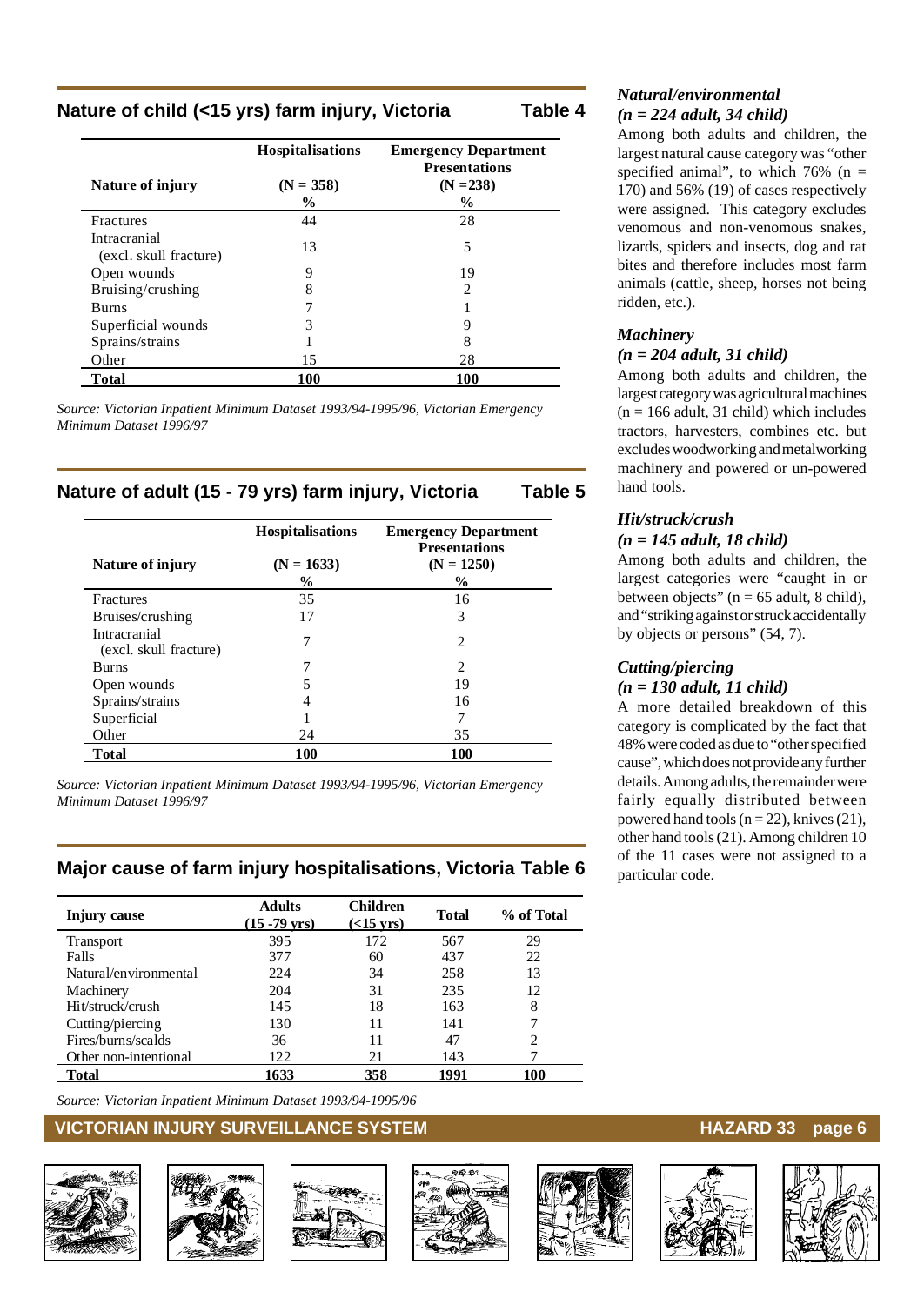## Nature of child (<15 yrs) farm injury, Victoria — Table 4

| Nature of injury | Hospitalisations (N = 358) % | Emergency Department Presentations (N =238) % |
|---|---|---|
| Fractures | 44 | 28 |
| Intracranial (excl. skull fracture) | 13 | 5 |
| Open wounds | 9 | 19 |
| Bruising/crushing | 8 | 2 |
| Burns | 7 | 1 |
| Superficial wounds | 3 | 9 |
| Sprains/strains | 1 | 8 |
| Other | 15 | 28 |
| **Total** | **100** | **100** |

*Source: Victorian Inpatient Minimum Dataset 1993/94-1995/96, Victorian Emergency Minimum Dataset 1996/97*

## Nature of adult (15 - 79 yrs) farm injury, Victoria — Table 5

| Nature of injury | Hospitalisations (N = 1633) % | Emergency Department Presentations (N = 1250) % |
|---|---|---|
| Fractures | 35 | 16 |
| Bruises/crushing | 17 | 3 |
| Intracranial (excl. skull fracture) | 7 | 2 |
| Burns | 7 | 2 |
| Open wounds | 5 | 19 |
| Sprains/strains | 4 | 16 |
| Superficial | 1 | 7 |
| Other | 24 | 35 |
| **Total** | **100** | **100** |

*Source: Victorian Inpatient Minimum Dataset 1993/94-1995/96, Victorian Emergency Minimum Dataset 1996/97*

## Major cause of farm injury hospitalisations, Victoria Table 6

| Injury cause | Adults (15 -79 yrs) | Children (<15 yrs) | Total | % of Total |
|---|---|---|---|---|
| Transport | 395 | 172 | 567 | 29 |
| Falls | 377 | 60 | 437 | 22 |
| Natural/environmental | 224 | 34 | 258 | 13 |
| Machinery | 204 | 31 | 235 | 12 |
| Hit/struck/crush | 145 | 18 | 163 | 8 |
| Cutting/piercing | 130 | 11 | 141 | 7 |
| Fires/burns/scalds | 36 | 11 | 47 | 2 |
| Other non-intentional | 122 | 21 | 143 | 7 |
| **Total** | **1633** | **358** | **1991** | **100** |

*Source: Victorian Inpatient Minimum Dataset 1993/94-1995/96*

### *Natural/environmental (n = 224 adult, 34 child)*

Among both adults and children, the largest natural cause category was "other specified animal", to which 76% (n = 170) and 56% (19) of cases respectively were assigned. This category excludes venomous and non-venomous snakes, lizards, spiders and insects, dog and rat bites and therefore includes most farm animals (cattle, sheep, horses not being ridden, etc.).

### *Machinery (n = 204 adult, 31 child)*

Among both adults and children, the largest category was agricultural machines (n = 166 adult, 31 child) which includes tractors, harvesters, combines etc. but excludes woodworking and metalworking machinery and powered or un-powered hand tools.

### *Hit/struck/crush (n = 145 adult, 18 child)*

Among both adults and children, the largest categories were "caught in or between objects" (n = 65 adult, 8 child), and "striking against or struck accidentally by objects or persons" (54, 7).

### *Cutting/piercing (n = 130 adult, 11 child)*

A more detailed breakdown of this category is complicated by the fact that 48% were coded as due to "other specified cause", which does not provide any further details. Among adults, the remainder were fairly equally distributed between powered hand tools (n = 22), knives (21), other hand tools (21). Among children 10 of the 11 cases were not assigned to a particular code.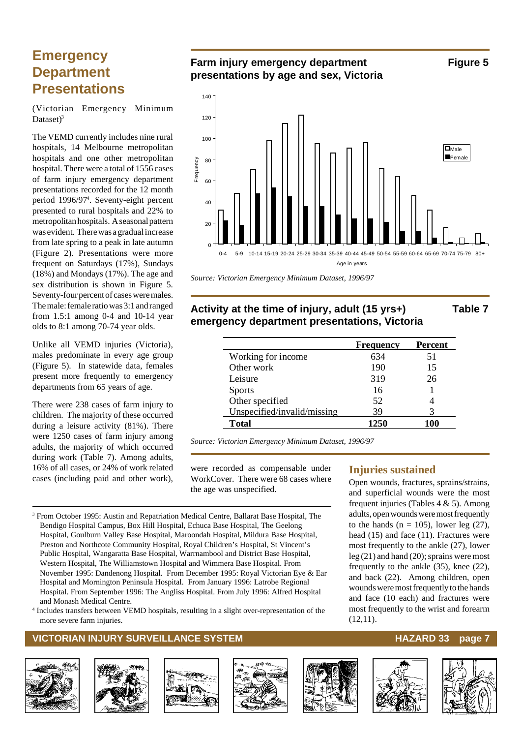## Emergency Department Presentations

(Victorian Emergency Minimum Dataset)[3]

The VEMD currently includes nine rural hospitals, 14 Melbourne metropolitan hospitals and one other metropolitan hospital. There were a total of 1556 cases of farm injury emergency department presentations recorded for the 12 month period 1996/97[4]. Seventy-eight percent presented to rural hospitals and 22% to metropolitan hospitals. A seasonal pattern was evident. There was a gradual increase from late spring to a peak in late autumn (Figure 2). Presentations were more frequent on Saturdays (17%), Sundays (18%) and Mondays (17%). The age and sex distribution is shown in Figure 5. Seventy-four percent of cases were males. The male: female ratio was 3:1 and ranged from 1.5:1 among 0-4 and 10-14 year olds to 8:1 among 70-74 year olds.

Unlike all VEMD injuries (Victoria), males predominate in every age group (Figure 5). In statewide data, females present more frequently to emergency departments from 65 years of age.

There were 238 cases of farm injury to children. The majority of these occurred during a leisure activity (81%). There were 1250 cases of farm injury among adults, the majority of which occurred during work (Table 7). Among adults, 16% of all cases, or 24% of work related cases (including paid and other work), were recorded as compensable under WorkCover. There were 68 cases where the age was unspecified.

### Farm injury emergency department presentations by age and sex, Victoria — Figure 5

*Source: Victorian Emergency Minimum Dataset, 1996/97*

### Activity at the time of injury, adult (15 yrs+) emergency department presentations, Victoria — Table 7

| | Frequency | Percent |
|---|---|---|
| Working for income | 634 | 51 |
| Other work | 190 | 15 |
| Leisure | 319 | 26 |
| Sports | 16 | 1 |
| Other specified | 52 | 4 |
| Unspecified/invalid/missing | 39 | 3 |
| **Total** | **1250** | **100** |

*Source: Victorian Emergency Minimum Dataset, 1996/97*

### Injuries sustained

Open wounds, fractures, sprains/strains, and superficial wounds were the most frequent injuries (Tables 4 & 5). Among adults, open wounds were most frequently to the hands (n = 105), lower leg (27), head (15) and face (11). Fractures were most frequently to the ankle (27), lower leg (21) and hand (20); sprains were most frequently to the ankle (35), knee (22), and back (22). Among children, open wounds were most frequently to the hands and face (10 each) and fractures were most frequently to the wrist and forearm (12,11).

---

[3] From October 1995: Austin and Repatriation Medical Centre, Ballarat Base Hospital, The Bendigo Hospital Campus, Box Hill Hospital, Echuca Base Hospital, The Geelong Hospital, Goulburn Valley Base Hospital, Maroondah Hospital, Mildura Base Hospital, Preston and Northcote Community Hospital, Royal Children's Hospital, St Vincent's Public Hospital, Wangaratta Base Hospital, Warrnambool and District Base Hospital, Western Hospital, The Williamstown Hospital and Wimmera Base Hospital. From November 1995: Dandenong Hospital. From December 1995: Royal Victorian Eye & Ear Hospital and Mornington Peninsula Hospital. From January 1996: Latrobe Regional Hospital. From September 1996: The Angliss Hospital. From July 1996: Alfred Hospital and Monash Medical Centre.

[4] Includes transfers between VEMD hospitals, resulting in a slight over-representation of the more severe farm injuries.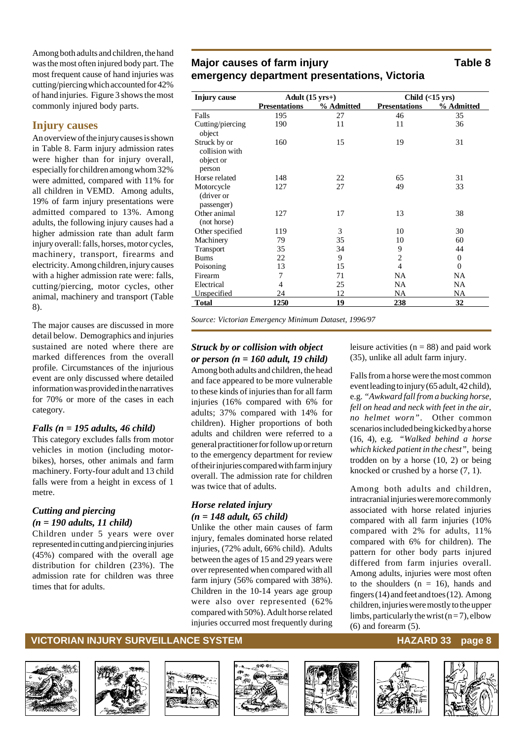Among both adults and children, the hand was the most often injured body part. The most frequent cause of hand injuries was cutting/piercing which accounted for 42% of hand injuries. Figure 3 shows the most commonly injured body parts.

## Injury causes

An overview of the injury causes is shown in Table 8. Farm injury admission rates were higher than for injury overall, especially for children among whom 32% were admitted, compared with 11% for all children in VEMD. Among adults, 19% of farm injury presentations were admitted compared to 13%. Among adults, the following injury causes had a higher admission rate than adult farm injury overall: falls, horses, motor cycles, machinery, transport, firearms and electricity. Among children, injury causes with a higher admission rate were: falls, cutting/piercing, motor cycles, other animal, machinery and transport (Table 8).

The major causes are discussed in more detail below. Demographics and injuries sustained are noted where there are marked differences from the overall profile. Circumstances of the injurious event are only discussed where detailed information was provided in the narratives for 70% or more of the cases in each category.

**Major causes of farm injury emergency department presentations, Victoria** — **Table 8**

| Injury cause | Adult (15 yrs+) | | Child (<15 yrs) | |
|---|---|---|---|---|
| | Presentations | % Admitted | Presentations | % Admitted |
| Falls | 195 | 27 | 46 | 35 |
| Cutting/piercing object | 190 | 11 | 11 | 36 |
| Struck by or collision with object or person | 160 | 15 | 19 | 31 |
| Horse related | 148 | 22 | 65 | 31 |
| Motorcycle (driver or passenger) | 127 | 27 | 49 | 33 |
| Other animal (not horse) | 127 | 17 | 13 | 38 |
| Other specified | 119 | 3 | 10 | 30 |
| Machinery | 79 | 35 | 10 | 60 |
| Transport | 35 | 34 | 9 | 44 |
| Burns | 22 | 9 | 2 | 0 |
| Poisoning | 13 | 15 | 4 | 0 |
| Firearm | 7 | 71 | NA | NA |
| Electrical | 4 | 25 | NA | NA |
| Unspecified | 24 | 12 | NA | NA |
| **Total** | **1250** | **19** | **238** | **32** |

*Source: Victorian Emergency Minimum Dataset, 1996/97*

### *Falls (n = 195 adults, 46 child)*

This category excludes falls from motor vehicles in motion (including motorbikes), horses, other animals and farm machinery. Forty-four adult and 13 child falls were from a height in excess of 1 metre.

### *Cutting and piercing (n = 190 adults, 11 child)*

Children under 5 years were over represented in cutting and piercing injuries (45%) compared with the overall age distribution for children (23%). The admission rate for children was three times that for adults.

### *Struck by or collision with object or person (n = 160 adult, 19 child)*

Among both adults and children, the head and face appeared to be more vulnerable to these kinds of injuries than for all farm injuries (16% compared with 6% for adults; 37% compared with 14% for children). Higher proportions of both adults and children were referred to a general practitioner for follow up or return to the emergency department for review of their injuries compared with farm injury overall. The admission rate for children was twice that of adults.

### *Horse related injury (n = 148 adult, 65 child)*

Unlike the other main causes of farm injury, females dominated horse related injuries, (72% adult, 66% child). Adults between the ages of 15 and 29 years were over represented when compared with all farm injury (56% compared with 38%). Children in the 10-14 years age group were also over represented (62% compared with 50%). Adult horse related injuries occurred most frequently during leisure activities (n = 88) and paid work (35), unlike all adult farm injury.

Falls from a horse were the most common event leading to injury (65 adult, 42 child), e.g. *"Awkward fall from a bucking horse, fell on head and neck with feet in the air, no helmet worn"*. Other common scenarios included being kicked by a horse (16, 4), e.g. *"Walked behind a horse which kicked patient in the chest"*, being trodden on by a horse (10, 2) or being knocked or crushed by a horse (7, 1).

Among both adults and children, intracranial injuries were more commonly associated with horse related injuries compared with all farm injuries (10% compared with 2% for adults, 11% compared with 6% for children). The pattern for other body parts injured differed from farm injuries overall. Among adults, injuries were most often to the shoulders (n = 16), hands and fingers (14) and feet and toes (12). Among children, injuries were mostly to the upper limbs, particularly the wrist (n = 7), elbow (6) and forearm (5).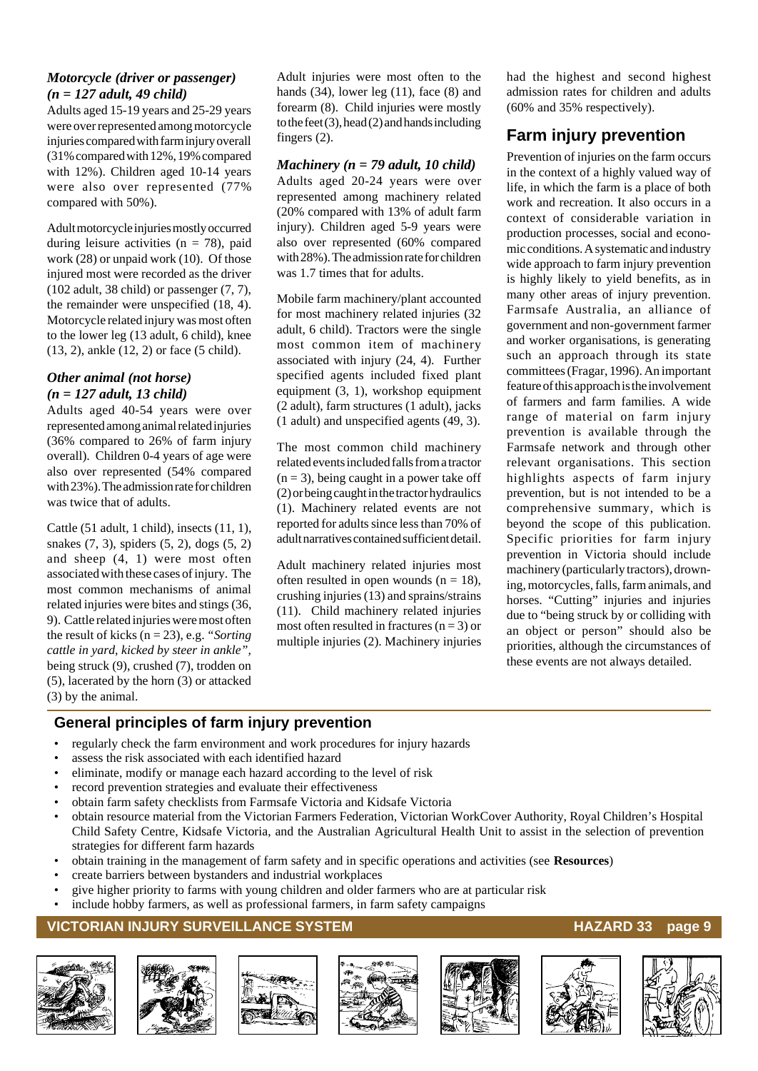### *Motorcycle (driver or passenger) (n = 127 adult, 49 child)*

Adults aged 15-19 years and 25-29 years were over represented among motorcycle injuries compared with farm injury overall (31% compared with 12%, 19% compared with 12%). Children aged 10-14 years were also over represented (77% compared with 50%).

Adult motorcycle injuries mostly occurred during leisure activities (n = 78), paid work (28) or unpaid work (10). Of those injured most were recorded as the driver (102 adult, 38 child) or passenger (7, 7), the remainder were unspecified (18, 4). Motorcycle related injury was most often to the lower leg (13 adult, 6 child), knee (13, 2), ankle (12, 2) or face (5 child).

### *Other animal (not horse) (n = 127 adult, 13 child)*

Adults aged 40-54 years were over represented among animal related injuries (36% compared to 26% of farm injury overall). Children 0-4 years of age were also over represented (54% compared with 23%). The admission rate for children was twice that of adults.

Cattle (51 adult, 1 child), insects (11, 1), snakes (7, 3), spiders (5, 2), dogs (5, 2) and sheep (4, 1) were most often associated with these cases of injury. The most common mechanisms of animal related injuries were bites and stings (36, 9). Cattle related injuries were most often the result of kicks (n = 23), e.g. "*Sorting cattle in yard, kicked by steer in ankle"*, being struck (9), crushed (7), trodden on (5), lacerated by the horn (3) or attacked (3) by the animal.

Adult injuries were most often to the hands (34), lower leg (11), face (8) and forearm (8). Child injuries were mostly to the feet (3), head (2) and hands including fingers (2).

### *Machinery (n = 79 adult, 10 child)*

Adults aged 20-24 years were over represented among machinery related (20% compared with 13% of adult farm injury). Children aged 5-9 years were also over represented (60% compared with 28%). The admission rate for children was 1.7 times that for adults.

Mobile farm machinery/plant accounted for most machinery related injuries (32 adult, 6 child). Tractors were the single most common item of machinery associated with injury (24, 4). Further specified agents included fixed plant equipment (3, 1), workshop equipment (2 adult), farm structures (1 adult), jacks (1 adult) and unspecified agents (49, 3).

The most common child machinery related events included falls from a tractor (n = 3), being caught in a power take off (2) or being caught in the tractor hydraulics (1). Machinery related events are not reported for adults since less than 70% of adult narratives contained sufficient detail.

Adult machinery related injuries most often resulted in open wounds (n = 18), crushing injuries (13) and sprains/strains (11). Child machinery related injuries most often resulted in fractures (n = 3) or multiple injuries (2). Machinery injuries had the highest and second highest admission rates for children and adults (60% and 35% respectively).

## Farm injury prevention

Prevention of injuries on the farm occurs in the context of a highly valued way of life, in which the farm is a place of both work and recreation. It also occurs in a context of considerable variation in production processes, social and economic conditions. A systematic and industry wide approach to farm injury prevention is highly likely to yield benefits, as in many other areas of injury prevention. Farmsafe Australia, an alliance of government and non-government farmer and worker organisations, is generating such an approach through its state committees (Fragar, 1996). An important feature of this approach is the involvement of farmers and farm families. A wide range of material on farm injury prevention is available through the Farmsafe network and through other relevant organisations. This section highlights aspects of farm injury prevention, but is not intended to be a comprehensive summary, which is beyond the scope of this publication. Specific priorities for farm injury prevention in Victoria should include machinery (particularly tractors), drowning, motorcycles, falls, farm animals, and horses. "Cutting" injuries and injuries due to "being struck by or colliding with an object or person" should also be priorities, although the circumstances of these events are not always detailed.

## General principles of farm injury prevention

- regularly check the farm environment and work procedures for injury hazards
- assess the risk associated with each identified hazard
- eliminate, modify or manage each hazard according to the level of risk
- record prevention strategies and evaluate their effectiveness
- obtain farm safety checklists from Farmsafe Victoria and Kidsafe Victoria
- obtain resource material from the Victorian Farmers Federation, Victorian WorkCover Authority, Royal Children's Hospital Child Safety Centre, Kidsafe Victoria, and the Australian Agricultural Health Unit to assist in the selection of prevention strategies for different farm hazards
- obtain training in the management of farm safety and in specific operations and activities (see **Resources**)
- create barriers between bystanders and industrial workplaces
- give higher priority to farms with young children and older farmers who are at particular risk
- include hobby farmers, as well as professional farmers, in farm safety campaigns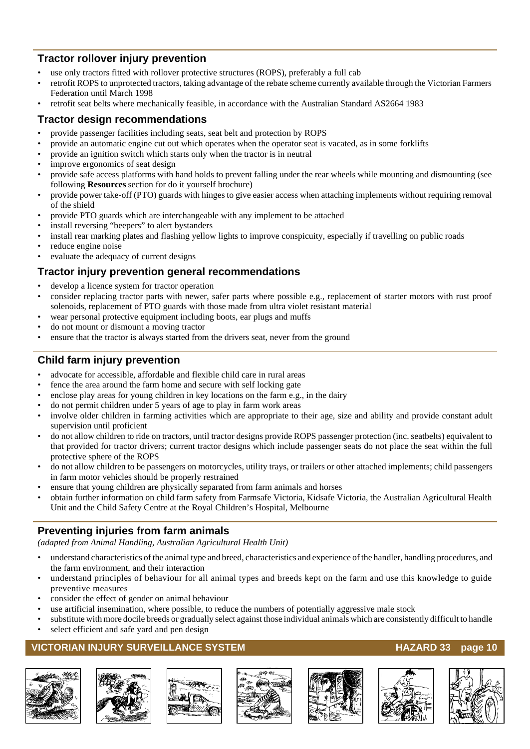## Tractor rollover injury prevention

- use only tractors fitted with rollover protective structures (ROPS), preferably a full cab
- retrofit ROPS to unprotected tractors, taking advantage of the rebate scheme currently available through the Victorian Farmers Federation until March 1998
- retrofit seat belts where mechanically feasible, in accordance with the Australian Standard AS2664 1983

## Tractor design recommendations

- provide passenger facilities including seats, seat belt and protection by ROPS
- provide an automatic engine cut out which operates when the operator seat is vacated, as in some forklifts
- provide an ignition switch which starts only when the tractor is in neutral
- improve ergonomics of seat design
- provide safe access platforms with hand holds to prevent falling under the rear wheels while mounting and dismounting (see following **Resources** section for do it yourself brochure)
- provide power take-off (PTO) guards with hinges to give easier access when attaching implements without requiring removal of the shield
- provide PTO guards which are interchangeable with any implement to be attached
- install reversing "beepers" to alert bystanders
- install rear marking plates and flashing yellow lights to improve conspicuity, especially if travelling on public roads
- reduce engine noise
- evaluate the adequacy of current designs

## Tractor injury prevention general recommendations

- develop a licence system for tractor operation
- consider replacing tractor parts with newer, safer parts where possible e.g., replacement of starter motors with rust proof solenoids, replacement of PTO guards with those made from ultra violet resistant material
- wear personal protective equipment including boots, ear plugs and muffs
- do not mount or dismount a moving tractor
- ensure that the tractor is always started from the drivers seat, never from the ground

## Child farm injury prevention

- advocate for accessible, affordable and flexible child care in rural areas
- fence the area around the farm home and secure with self locking gate
- enclose play areas for young children in key locations on the farm e.g., in the dairy
- do not permit children under 5 years of age to play in farm work areas
- involve older children in farming activities which are appropriate to their age, size and ability and provide constant adult supervision until proficient
- do not allow children to ride on tractors, until tractor designs provide ROPS passenger protection (inc. seatbelts) equivalent to that provided for tractor drivers; current tractor designs which include passenger seats do not place the seat within the full protective sphere of the ROPS
- do not allow children to be passengers on motorcycles, utility trays, or trailers or other attached implements; child passengers in farm motor vehicles should be properly restrained
- ensure that young children are physically separated from farm animals and horses
- obtain further information on child farm safety from Farmsafe Victoria, Kidsafe Victoria, the Australian Agricultural Health Unit and the Child Safety Centre at the Royal Children's Hospital, Melbourne

## Preventing injuries from farm animals

*(adapted from Animal Handling, Australian Agricultural Health Unit)*

- understand characteristics of the animal type and breed, characteristics and experience of the handler, handling procedures, and the farm environment, and their interaction
- understand principles of behaviour for all animal types and breeds kept on the farm and use this knowledge to guide preventive measures
- consider the effect of gender on animal behaviour
- use artificial insemination, where possible, to reduce the numbers of potentially aggressive male stock
- substitute with more docile breeds or gradually select against those individual animals which are consistently difficult to handle
- select efficient and safe yard and pen design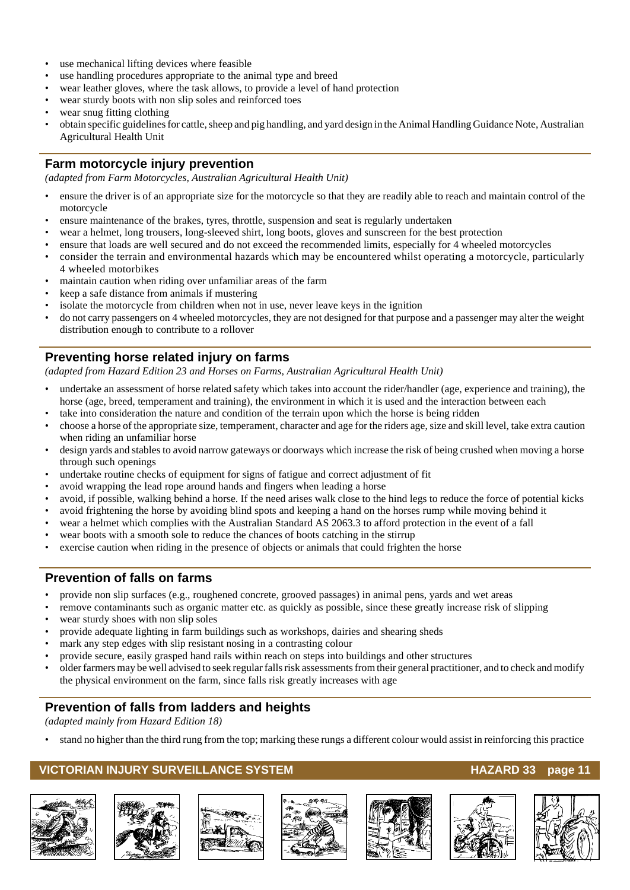- use mechanical lifting devices where feasible
- use handling procedures appropriate to the animal type and breed
- wear leather gloves, where the task allows, to provide a level of hand protection
- wear sturdy boots with non slip soles and reinforced toes
- wear snug fitting clothing
- obtain specific guidelines for cattle, sheep and pig handling, and yard design in the Animal Handling Guidance Note, Australian Agricultural Health Unit

## Farm motorcycle injury prevention

*(adapted from Farm Motorcycles, Australian Agricultural Health Unit)*

- ensure the driver is of an appropriate size for the motorcycle so that they are readily able to reach and maintain control of the motorcycle
- ensure maintenance of the brakes, tyres, throttle, suspension and seat is regularly undertaken
- wear a helmet, long trousers, long-sleeved shirt, long boots, gloves and sunscreen for the best protection
- ensure that loads are well secured and do not exceed the recommended limits, especially for 4 wheeled motorcycles
- consider the terrain and environmental hazards which may be encountered whilst operating a motorcycle, particularly 4 wheeled motorbikes
- maintain caution when riding over unfamiliar areas of the farm
- keep a safe distance from animals if mustering
- isolate the motorcycle from children when not in use, never leave keys in the ignition
- do not carry passengers on 4 wheeled motorcycles, they are not designed for that purpose and a passenger may alter the weight distribution enough to contribute to a rollover

## Preventing horse related injury on farms

*(adapted from Hazard Edition 23 and Horses on Farms, Australian Agricultural Health Unit)*

- undertake an assessment of horse related safety which takes into account the rider/handler (age, experience and training), the horse (age, breed, temperament and training), the environment in which it is used and the interaction between each
- take into consideration the nature and condition of the terrain upon which the horse is being ridden
- choose a horse of the appropriate size, temperament, character and age for the riders age, size and skill level, take extra caution when riding an unfamiliar horse
- design yards and stables to avoid narrow gateways or doorways which increase the risk of being crushed when moving a horse through such openings
- undertake routine checks of equipment for signs of fatigue and correct adjustment of fit
- avoid wrapping the lead rope around hands and fingers when leading a horse
- avoid, if possible, walking behind a horse. If the need arises walk close to the hind legs to reduce the force of potential kicks
- avoid frightening the horse by avoiding blind spots and keeping a hand on the horses rump while moving behind it
- wear a helmet which complies with the Australian Standard AS 2063.3 to afford protection in the event of a fall
- wear boots with a smooth sole to reduce the chances of boots catching in the stirrup
- exercise caution when riding in the presence of objects or animals that could frighten the horse

## Prevention of falls on farms

- provide non slip surfaces (e.g., roughened concrete, grooved passages) in animal pens, yards and wet areas
- remove contaminants such as organic matter etc. as quickly as possible, since these greatly increase risk of slipping
- wear sturdy shoes with non slip soles
- provide adequate lighting in farm buildings such as workshops, dairies and shearing sheds
- mark any step edges with slip resistant nosing in a contrasting colour
- provide secure, easily grasped hand rails within reach on steps into buildings and other structures
- older farmers may be well advised to seek regular falls risk assessments from their general practitioner, and to check and modify the physical environment on the farm, since falls risk greatly increases with age

## Prevention of falls from ladders and heights

*(adapted mainly from Hazard Edition 18)*

- stand no higher than the third rung from the top; marking these rungs a different colour would assist in reinforcing this practice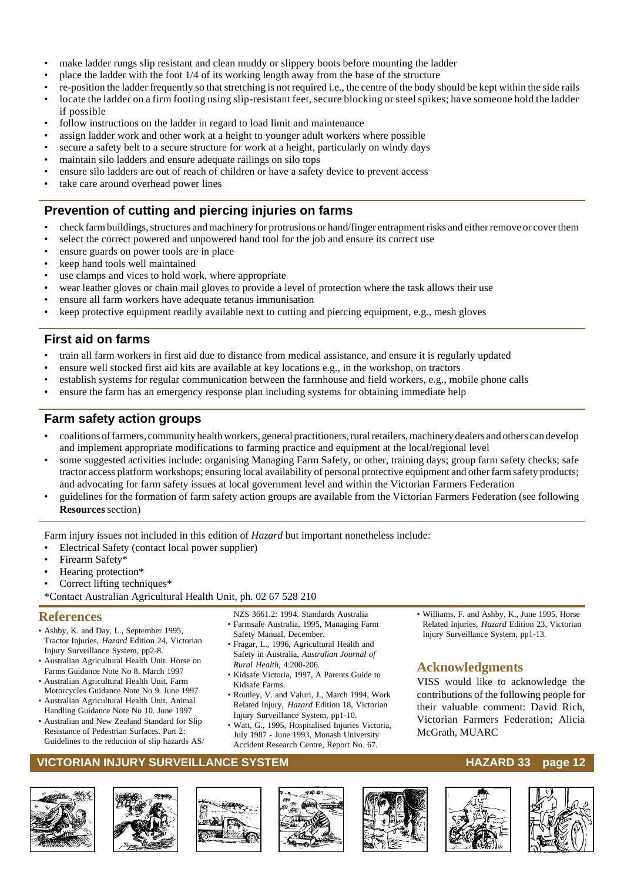- make ladder rungs slip resistant and clean muddy or slippery boots before mounting the ladder
- place the ladder with the foot 1/4 of its working length away from the base of the structure
- re-position the ladder frequently so that stretching is not required i.e., the centre of the body should be kept within the side rails
- locate the ladder on a firm footing using slip-resistant feet, secure blocking or steel spikes; have someone hold the ladder if possible
- follow instructions on the ladder in regard to load limit and maintenance
- assign ladder work and other work at a height to younger adult workers where possible
- secure a safety belt to a secure structure for work at a height, particularly on windy days
- maintain silo ladders and ensure adequate railings on silo tops
- ensure silo ladders are out of reach of children or have a safety device to prevent access
- take care around overhead power lines

## Prevention of cutting and piercing injuries on farms

- check farm buildings, structures and machinery for protrusions or hand/finger entrapment risks and either remove or cover them
- select the correct powered and unpowered hand tool for the job and ensure its correct use
- ensure guards on power tools are in place
- keep hand tools well maintained
- use clamps and vices to hold work, where appropriate
- wear leather gloves or chain mail gloves to provide a level of protection where the task allows their use
- ensure all farm workers have adequate tetanus immunisation
- keep protective equipment readily available next to cutting and piercing equipment, e.g., mesh gloves

## First aid on farms

- train all farm workers in first aid due to distance from medical assistance, and ensure it is regularly updated
- ensure well stocked first aid kits are available at key locations e.g., in the workshop, on tractors
- establish systems for regular communication between the farmhouse and field workers, e.g., mobile phone calls
- ensure the farm has an emergency response plan including systems for obtaining immediate help

## Farm safety action groups

- coalitions of farmers, community health workers, general practitioners, rural retailers, machinery dealers and others can develop and implement appropriate modifications to farming practice and equipment at the local/regional level
- some suggested activities include: organising Managing Farm Safety, or other, training days; group farm safety checks; safe tractor access platform workshops; ensuring local availability of personal protective equipment and other farm safety products; and advocating for farm safety issues at local government level and within the Victorian Farmers Federation
- guidelines for the formation of farm safety action groups are available from the Victorian Farmers Federation (see following **Resources** section)

Farm injury issues not included in this edition of *Hazard* but important nonetheless include:

- Electrical Safety (contact local power supplier)
- Firearm Safety*
- Hearing protection*
- Correct lifting techniques*

*Contact Australian Agricultural Health Unit, ph. 02 67 528 210

## References

- Ashby, K. and Day, L., September 1995, Tractor Injuries, *Hazard* Edition 24, Victorian Injury Surveillance System, pp2-8.
- Australian Agricultural Health Unit. Horse on Farms Guidance Note No 8. March 1997
- Australian Agricultural Health Unit. Farm Motorcycles Guidance Note No 9. June 1997
- Australian Agricultural Health Unit. Animal Handling Guidance Note No 10. June 1997
- Australian and New Zealand Standard for Slip Resistance of Pedestrian Surfaces. Part 2: Guidelines to the reduction of slip hazards AS/NZS 3661.2: 1994. Standards Australia
- Farmsafe Australia, 1995, Managing Farm Safety Manual, December.
- Fragar, L., 1996, Agricultural Health and Safety in Australia, *Australian Journal of Rural Health*, 4:200-206.
- Kidsafe Victoria, 1997, A Parents Guide to Kidsafe Farms.
- Routley, V. and Valuri, J., March 1994, Work Related Injury, *Hazard* Edition 18, Victorian Injury Surveillance System, pp1-10.
- Watt, G., 1995, Hospitalised Injuries Victoria, July 1987 - June 1993, Monash University Accident Research Centre, Report No. 67.
- Williams, F. and Ashby, K., June 1995, Horse Related Injuries, *Hazard* Edition 23, Victorian Injury Surveillance System, pp1-13.

## Acknowledgments

VISS would like to acknowledge the contributions of the following people for their valuable comment: David Rich, Victorian Farmers Federation; Alicia McGrath, MUARC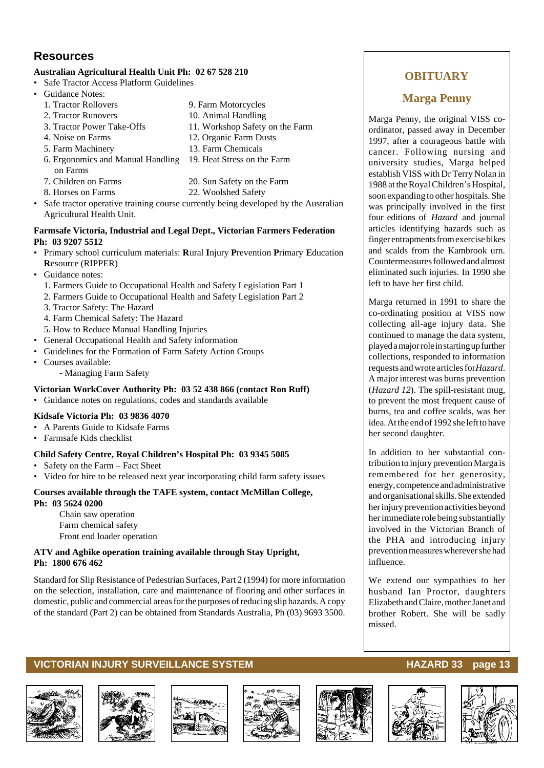## Resources

**Australian Agricultural Health Unit Ph: 02 67 528 210**

- Safe Tractor Access Platform Guidelines
- Guidance Notes:
  1. Tractor Rollovers
  2. Tractor Runovers
  3. Tractor Power Take-Offs
  4. Noise on Farms
  5. Farm Machinery
  6. Ergonomics and Manual Handling on Farms
  7. Children on Farms
  8. Horses on Farms
  9. Farm Motorcycles
  10. Animal Handling
  11. Workshop Safety on the Farm
  12. Organic Farm Dusts
  13. Farm Chemicals
  19. Heat Stress on the Farm
  20. Sun Safety on the Farm
  22. Woolshed Safety
- Safe tractor operative training course currently being developed by the Australian Agricultural Health Unit.

**Farmsafe Victoria, Industrial and Legal Dept., Victorian Farmers Federation Ph: 03 9207 5512**

- Primary school curriculum materials: **R**ural **I**njury **P**revention **P**rimary **E**ducation **R**esource (RIPPER)
- Guidance notes:
  1. Farmers Guide to Occupational Health and Safety Legislation Part 1
  2. Farmers Guide to Occupational Health and Safety Legislation Part 2
  3. Tractor Safety: The Hazard
  4. Farm Chemical Safety: The Hazard
  5. How to Reduce Manual Handling Injuries
- General Occupational Health and Safety information
- Guidelines for the Formation of Farm Safety Action Groups
- Courses available:
  - Managing Farm Safety

**Victorian WorkCover Authority Ph: 03 52 438 866 (contact Ron Ruff)**

- Guidance notes on regulations, codes and standards available

**Kidsafe Victoria Ph: 03 9836 4070**

- A Parents Guide to Kidsafe Farms
- Farmsafe Kids checklist

**Child Safety Centre, Royal Children's Hospital Ph: 03 9345 5085**

- Safety on the Farm – Fact Sheet
- Video for hire to be released next year incorporating child farm safety issues

**Courses available through the TAFE system, contact McMillan College, Ph: 03 5624 0200**

Chain saw operation
Farm chemical safety
Front end loader operation

**ATV and Agbike operation training available through Stay Upright, Ph: 1800 676 462**

Standard for Slip Resistance of Pedestrian Surfaces, Part 2 (1994) for more information on the selection, installation, care and maintenance of flooring and other surfaces in domestic, public and commercial areas for the purposes of reducing slip hazards. A copy of the standard (Part 2) can be obtained from Standards Australia, Ph (03) 9693 3500.

## OBITUARY

### Marga Penny

Marga Penny, the original VISS co-ordinator, passed away in December 1997, after a courageous battle with cancer. Following nursing and university studies, Marga helped establish VISS with Dr Terry Nolan in 1988 at the Royal Children's Hospital, soon expanding to other hospitals. She was principally involved in the first four editions of *Hazard* and journal articles identifying hazards such as finger entrapments from exercise bikes and scalds from the Kambrook urn. Countermeasures followed and almost eliminated such injuries. In 1990 she left to have her first child.

Marga returned in 1991 to share the co-ordinating position at VISS now collecting all-age injury data. She continued to manage the data system, played a major role in starting up further collections, responded to information requests and wrote articles for *Hazard*. A major interest was burns prevention (*Hazard 12*). The spill-resistant mug, to prevent the most frequent cause of burns, tea and coffee scalds, was her idea. At the end of 1992 she left to have her second daughter.

In addition to her substantial contribution to injury prevention Marga is remembered for her generosity, energy, competence and administrative and organisational skills. She extended her injury prevention activities beyond her immediate role being substantially involved in the Victorian Branch of the PHA and introducing injury prevention measures wherever she had influence.

We extend our sympathies to her husband Ian Proctor, daughters Elizabeth and Claire, mother Janet and brother Robert. She will be sadly missed.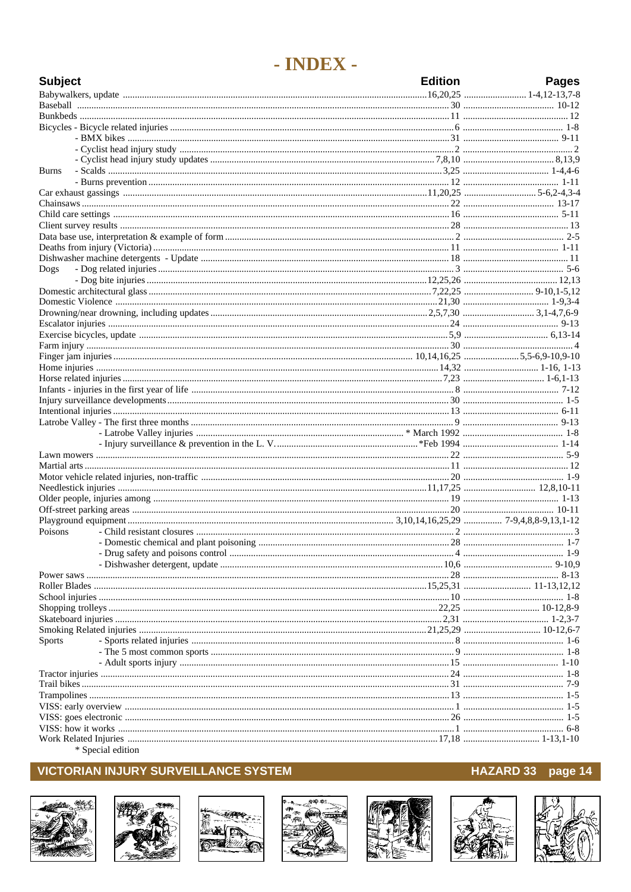# - INDEX -

| Subject | | Edition | Pages |
|---|---|---|---|
| Babywalkers, update | | 16,20,25 | 1-4,12-13,7-8 |
| Baseball | | 30 | 10-12 |
| Bunkbeds | | 11 | 12 |
| Bicycles - Bicycle related injuries | | 6 | 1-8 |
| | - BMX bikes | 31 | 9-11 |
| | - Cyclist head injury study | 2 | 2 |
| | - Cyclist head injury study updates | 7,8,10 | 8,13,9 |
| Burns | - Scalds | 3,25 | 1-4,4-6 |
| | - Burns prevention | 12 | 1-11 |
| Car exhaust gassings | | 11,20,25 | 5-6,2-4,3-4 |
| Chainsaws | | 22 | 13-17 |
| Child care settings | | 16 | 5-11 |
| Client survey results | | 28 | 13 |
| Data base use, interpretation & example of form | | 2 | 2-5 |
| Deaths from injury (Victoria) | | 11 | 1-11 |
| Dishwasher machine detergents - Update | | 18 | 11 |
| Dogs | - Dog related injuries | 3 | 5-6 |
| | - Dog bite injuries | 12,25,26 | 12,13 |
| Domestic architectural glass | | 7,22,25 | 9-10,1-5,12 |
| Domestic Violence | | 21,30 | 1-9,3-4 |
| Drowning/near drowning, including updates | | 2,5,7,30 | 3,1-4,7,6-9 |
| Escalator injuries | | 24 | 9-13 |
| Exercise bicycles, update | | 5,9 | 6,13-14 |
| Farm injury | | 30 | 4 |
| Finger jam injuries | | 10,14,16,25 | 5,5-6,9-10,9-10 |
| Home injuries | | 14,32 | 1-16, 1-13 |
| Horse related injuries | | 7,23 | 1-6,1-13 |
| Infants - injuries in the first year of life | | 8 | 7-12 |
| Injury surveillance developments | | 30 | 1-5 |
| Intentional injuries | | 13 | 6-11 |
| Latrobe Valley - The first three months | | 9 | 9-13 |
| | - Latrobe Valley injuries | * March 1992 | 1-8 |
| | - Injury surveillance & prevention in the L. V. | *Feb 1994 | 1-14 |
| Lawn mowers | | 22 | 5-9 |
| Martial arts | | 11 | 12 |
| Motor vehicle related injuries, non-traffic | | 20 | 1-9 |
| Needlestick injuries | | 11,17,25 | 12,8,10-11 |
| Older people, injuries among | | 19 | 1-13 |
| Off-street parking areas | | 20 | 10-11 |
| Playground equipment | | 3,10,14,16,25,29 | 7-9,4,8,8-9,13,1-12 |
| Poisons | - Child resistant closures | 2 | 3 |
| | - Domestic chemical and plant poisoning | 28 | 1-7 |
| | - Drug safety and poisons control | 4 | 1-9 |
| | - Dishwasher detergent, update | 10,6 | 9-10,9 |
| Power saws | | 28 | 8-13 |
| Roller Blades | | 15,25,31 | 11-13,12,12 |
| School injuries | | 10 | 1-8 |
| Shopping trolleys | | 22,25 | 10-12,8-9 |
| Skateboard injuries | | 2,31 | 1-2,3-7 |
| Smoking Related injuries | | 21,25,29 | 10-12,6-7 |
| Sports | - Sports related injuries | 8 | 1-6 |
| | - The 5 most common sports | 9 | 1-8 |
| | - Adult sports injury | 15 | 1-10 |
| Tractor injuries | | 24 | 1-8 |
| Trail bikes | | 31 | 7-9 |
| Trampolines | | 13 | 1-5 |
| VISS: early overview | | 1 | 1-5 |
| VISS: goes electronic | | 26 | 1-5 |
| VISS: how it works | | 1 | 6-8 |
| Work Related Injuries | | 17,18 | 1-13,1-10 |

\* Special edition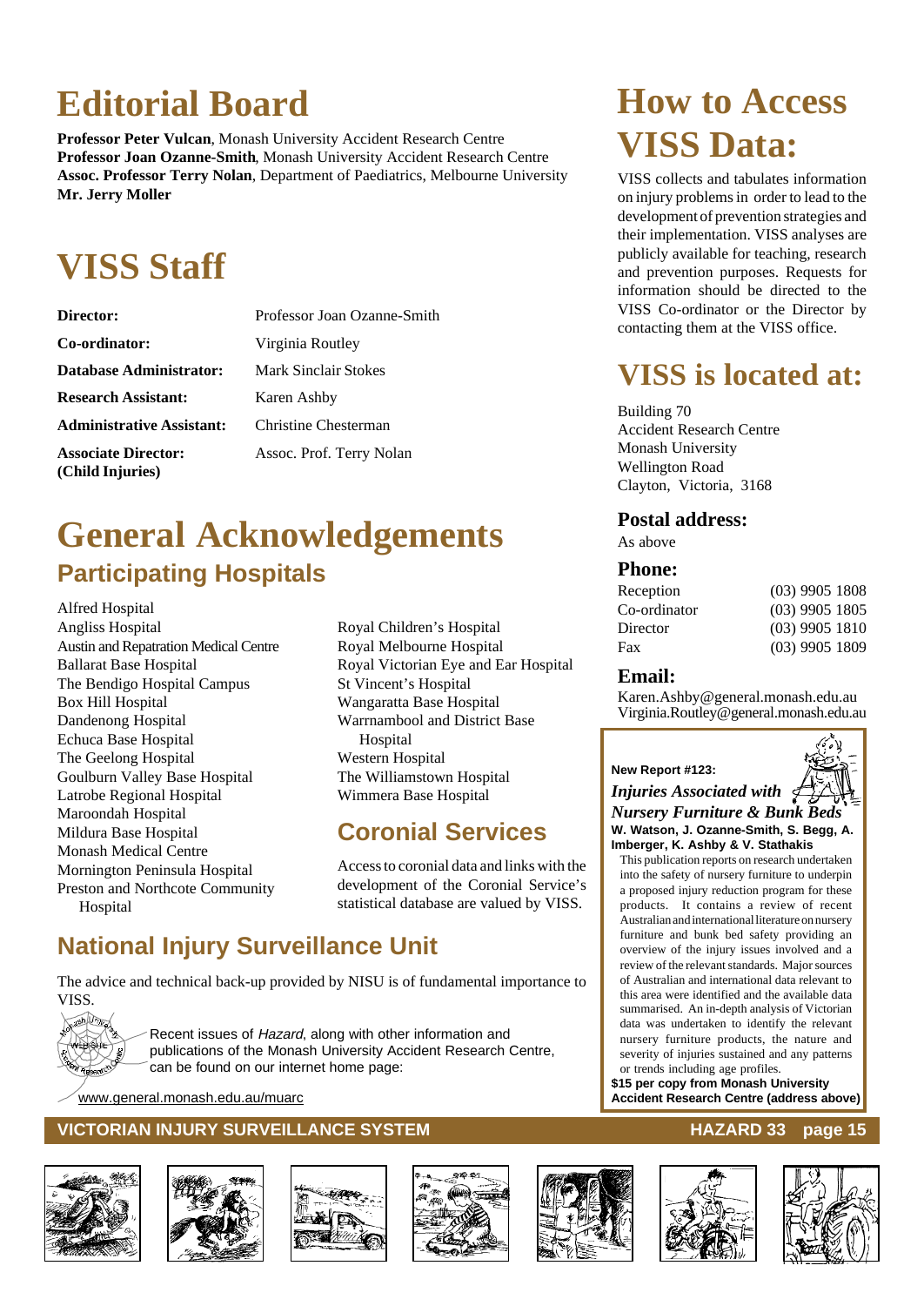# Editorial Board

**Professor Peter Vulcan**, Monash University Accident Research Centre
**Professor Joan Ozanne-Smith**, Monash University Accident Research Centre
**Assoc. Professor Terry Nolan**, Department of Paediatrics, Melbourne University
**Mr. Jerry Moller**

# VISS Staff

| | |
|---|---|
| **Director:** | Professor Joan Ozanne-Smith |
| **Co-ordinator:** | Virginia Routley |
| **Database Administrator:** | Mark Sinclair Stokes |
| **Research Assistant:** | Karen Ashby |
| **Administrative Assistant:** | Christine Chesterman |
| **Associate Director: (Child Injuries)** | Assoc. Prof. Terry Nolan |

# General Acknowledgements

## Participating Hospitals

Alfred Hospital
Angliss Hospital
Austin and Repatration Medical Centre
Ballarat Base Hospital
The Bendigo Hospital Campus
Box Hill Hospital
Dandenong Hospital
Echuca Base Hospital
The Geelong Hospital
Goulburn Valley Base Hospital
Latrobe Regional Hospital
Maroondah Hospital
Mildura Base Hospital
Monash Medical Centre
Mornington Peninsula Hospital
Preston and Northcote Community Hospital
Royal Children's Hospital
Royal Melbourne Hospital
Royal Victorian Eye and Ear Hospital
St Vincent's Hospital
Wangaratta Base Hospital
Warrnambool and District Base Hospital
Western Hospital
The Williamstown Hospital
Wimmera Base Hospital

## Coronial Services

Access to coronial data and links with the development of the Coronial Service's statistical database are valued by VISS.

## National Injury Surveillance Unit

The advice and technical back-up provided by NISU is of fundamental importance to VISS.

Recent issues of *Hazard*, along with other information and publications of the Monash University Accident Research Centre, can be found on our internet home page:

www.general.monash.edu.au/muarc

# How to Access VISS Data:

VISS collects and tabulates information on injury problems in order to lead to the development of prevention strategies and their implementation. VISS analyses are publicly available for teaching, research and prevention purposes. Requests for information should be directed to the VISS Co-ordinator or the Director by contacting them at the VISS office.

# VISS is located at:

Building 70
Accident Research Centre
Monash University
Wellington Road
Clayton, Victoria, 3168

### Postal address:

As above

### Phone:

| | |
|---|---|
| Reception | (03) 9905 1808 |
| Co-ordinator | (03) 9905 1805 |
| Director | (03) 9905 1810 |
| Fax | (03) 9905 1809 |

### Email:

Karen.Ashby@general.monash.edu.au
Virginia.Routley@general.monash.edu.au

**New Report #123:**

***Injuries Associated with Nursery Furniture & Bunk Beds***

**W. Watson, J. Ozanne-Smith, S. Begg, A. Imberger, K. Ashby & V. Stathakis**

This publication reports on research undertaken into the safety of nursery furniture to underpin a proposed injury reduction program for these products. It contains a review of recent Australian and international literature on nursery furniture and bunk bed safety providing an overview of the injury issues involved and a review of the relevant standards. Major sources of Australian and international data relevant to this area were identified and the available data summarised. An in-depth analysis of Victorian data was undertaken to identify the relevant nursery furniture products, the nature and severity of injuries sustained and any patterns or trends including age profiles.

**$15 per copy from Monash University Accident Research Centre (address above)**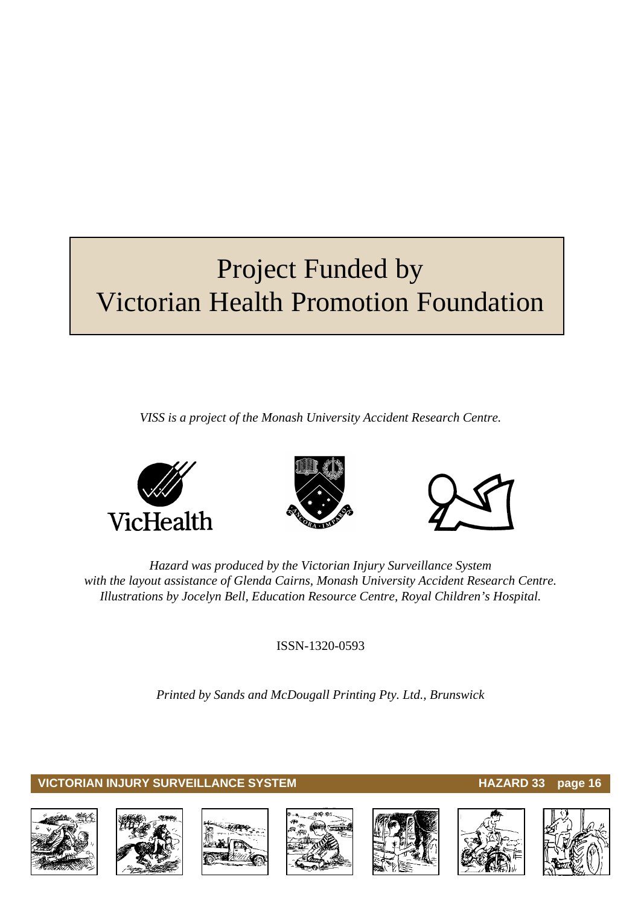# Project Funded by Victorian Health Promotion Foundation

*VISS is a project of the Monash University Accident Research Centre.*

*Hazard was produced by the Victorian Injury Surveillance System with the layout assistance of Glenda Cairns, Monash University Accident Research Centre.*
*Illustrations by Jocelyn Bell, Education Resource Centre, Royal Children's Hospital.*

ISSN-1320-0593

*Printed by Sands and McDougall Printing Pty. Ltd., Brunswick*